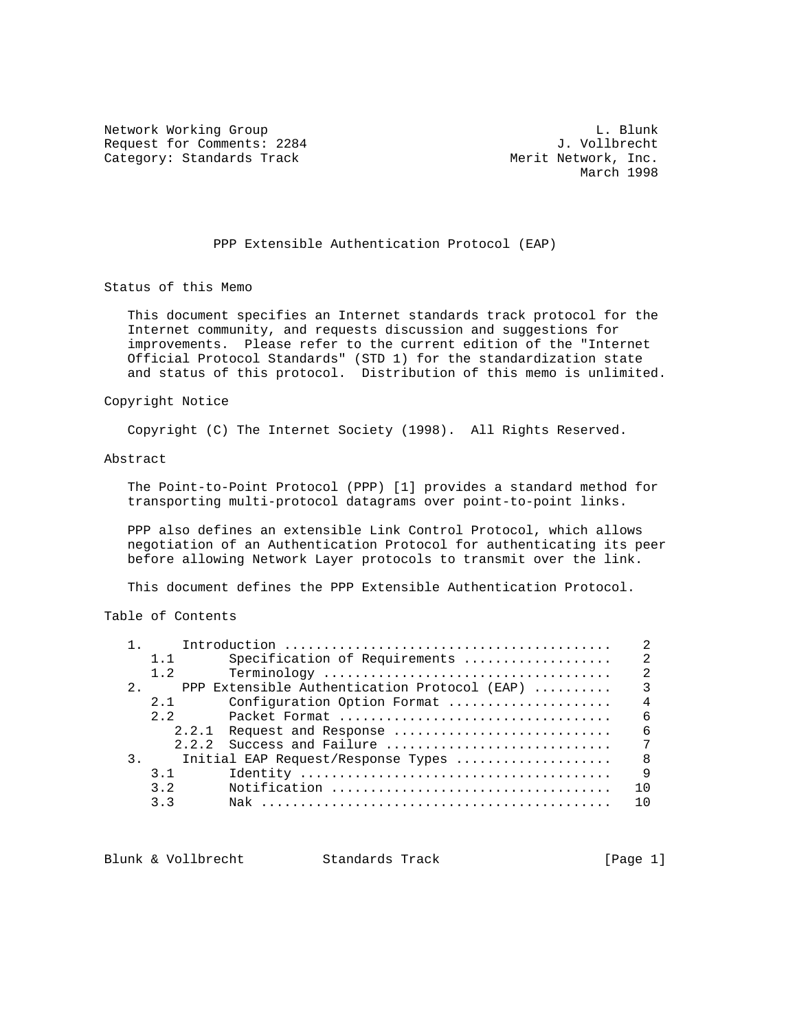Network Working Group — L. Blunk
Request for Comments: 2284 — J. Vollbrecht
Category: Standards Track — Merit Network, Inc.
March 1998

# PPP Extensible Authentication Protocol (EAP)

## Status of this Memo

This document specifies an Internet standards track protocol for the Internet community, and requests discussion and suggestions for improvements. Please refer to the current edition of the "Internet Official Protocol Standards" (STD 1) for the standardization state and status of this protocol. Distribution of this memo is unlimited.

## Copyright Notice

Copyright (C) The Internet Society (1998). All Rights Reserved.

## Abstract

The Point-to-Point Protocol (PPP) [1] provides a standard method for transporting multi-protocol datagrams over point-to-point links.

PPP also defines an extensible Link Control Protocol, which allows negotiation of an Authentication Protocol for authenticating its peer before allowing Network Layer protocols to transmit over the link.

This document defines the PPP Extensible Authentication Protocol.

## Table of Contents

```
   1.     Introduction ..........................................    2
      1.1       Specification of Requirements ...................    2
      1.2       Terminology .....................................    2
   2.     PPP Extensible Authentication Protocol (EAP) ..........    3
      2.1       Configuration Option Format .....................    4
      2.2       Packet Format ...................................    6
         2.2.1  Request and Response ............................    6
         2.2.2  Success and Failure .............................    7
   3.     Initial EAP Request/Response Types ....................    8
      3.1       Identity ........................................    9
      3.2       Notification ....................................   10
      3.3       Nak .............................................   10
```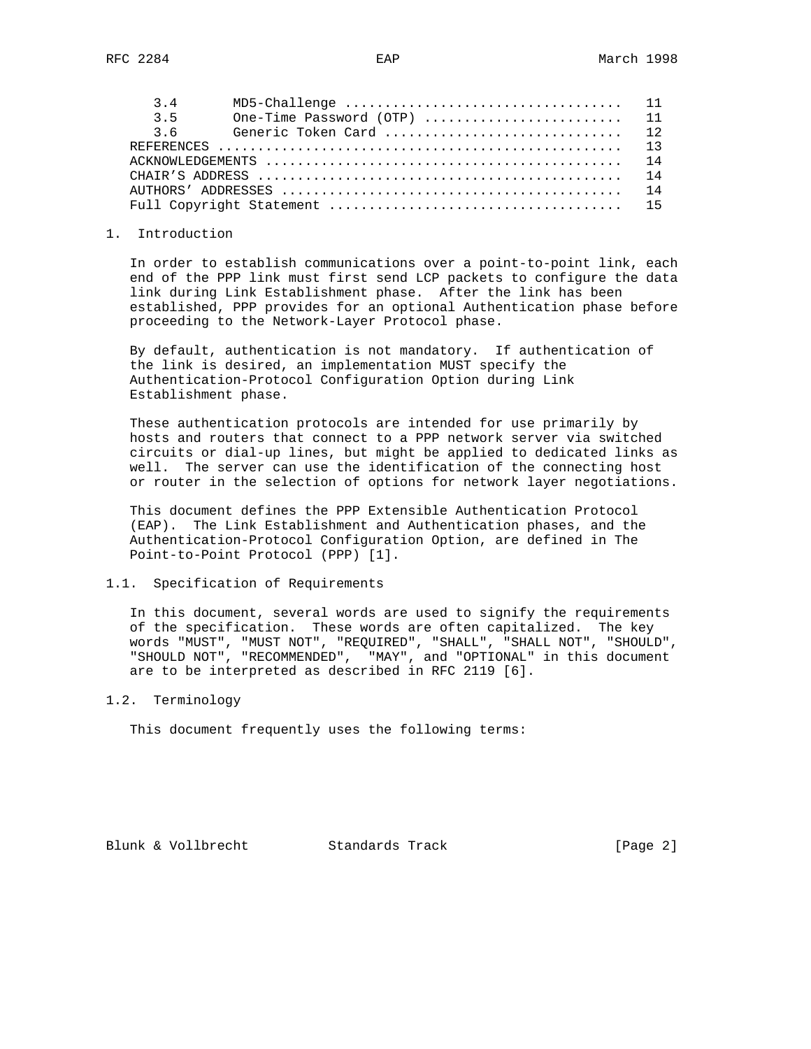| | | |
|---|---|---|
| 3.4 | MD5-Challenge | 11 |
| 3.5 | One-Time Password (OTP) | 11 |
| 3.6 | Generic Token Card | 12 |
| REFERENCES | | 13 |
| ACKNOWLEDGEMENTS | | 14 |
| CHAIR'S ADDRESS | | 14 |
| AUTHORS' ADDRESSES | | 14 |
| Full Copyright Statement | | 15 |

## 1. Introduction

In order to establish communications over a point-to-point link, each end of the PPP link must first send LCP packets to configure the data link during Link Establishment phase. After the link has been established, PPP provides for an optional Authentication phase before proceeding to the Network-Layer Protocol phase.

By default, authentication is not mandatory. If authentication of the link is desired, an implementation MUST specify the Authentication-Protocol Configuration Option during Link Establishment phase.

These authentication protocols are intended for use primarily by hosts and routers that connect to a PPP network server via switched circuits or dial-up lines, but might be applied to dedicated links as well. The server can use the identification of the connecting host or router in the selection of options for network layer negotiations.

This document defines the PPP Extensible Authentication Protocol (EAP). The Link Establishment and Authentication phases, and the Authentication-Protocol Configuration Option, are defined in The Point-to-Point Protocol (PPP) [1].

### 1.1. Specification of Requirements

In this document, several words are used to signify the requirements of the specification. These words are often capitalized. The key words "MUST", "MUST NOT", "REQUIRED", "SHALL", "SHALL NOT", "SHOULD", "SHOULD NOT", "RECOMMENDED", "MAY", and "OPTIONAL" in this document are to be interpreted as described in RFC 2119 [6].

### 1.2. Terminology

This document frequently uses the following terms: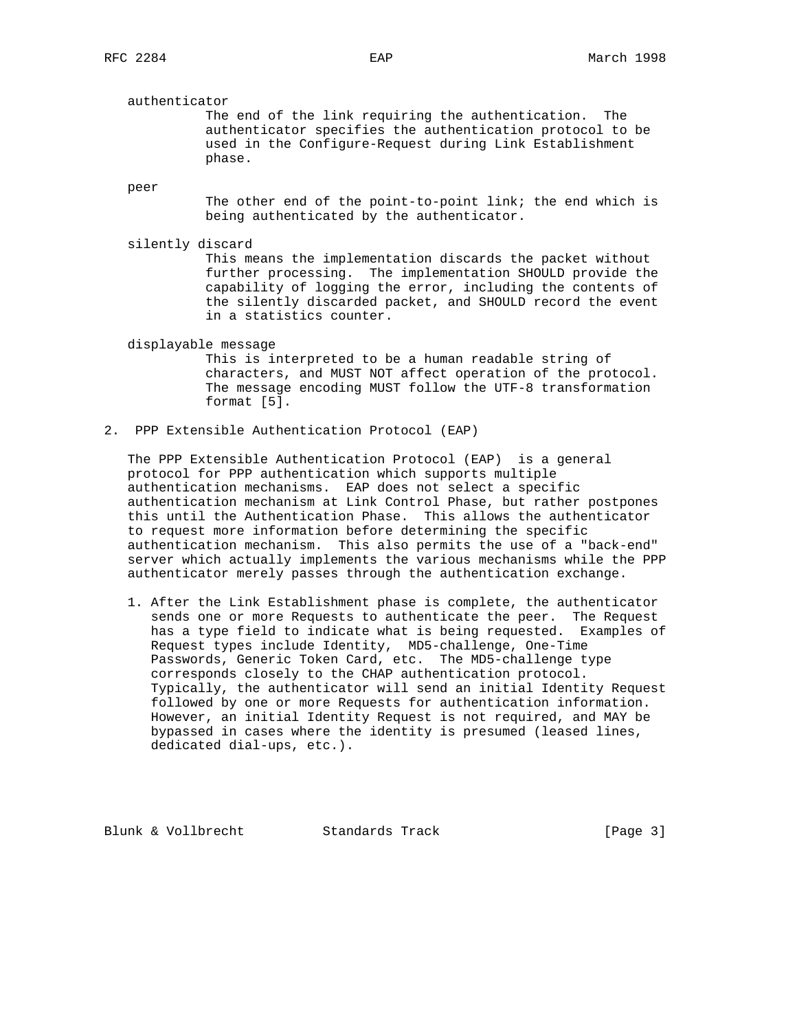authenticator
: The end of the link requiring the authentication. The authenticator specifies the authentication protocol to be used in the Configure-Request during Link Establishment phase.

peer
: The other end of the point-to-point link; the end which is being authenticated by the authenticator.

silently discard
: This means the implementation discards the packet without further processing. The implementation SHOULD provide the capability of logging the error, including the contents of the silently discarded packet, and SHOULD record the event in a statistics counter.

displayable message
: This is interpreted to be a human readable string of characters, and MUST NOT affect operation of the protocol. The message encoding MUST follow the UTF-8 transformation format [5].

## 2. PPP Extensible Authentication Protocol (EAP)

The PPP Extensible Authentication Protocol (EAP) is a general protocol for PPP authentication which supports multiple authentication mechanisms. EAP does not select a specific authentication mechanism at Link Control Phase, but rather postpones this until the Authentication Phase. This allows the authenticator to request more information before determining the specific authentication mechanism. This also permits the use of a "back-end" server which actually implements the various mechanisms while the PPP authenticator merely passes through the authentication exchange.

1. After the Link Establishment phase is complete, the authenticator sends one or more Requests to authenticate the peer. The Request has a type field to indicate what is being requested. Examples of Request types include Identity, MD5-challenge, One-Time Passwords, Generic Token Card, etc. The MD5-challenge type corresponds closely to the CHAP authentication protocol. Typically, the authenticator will send an initial Identity Request followed by one or more Requests for authentication information. However, an initial Identity Request is not required, and MAY be bypassed in cases where the identity is presumed (leased lines, dedicated dial-ups, etc.).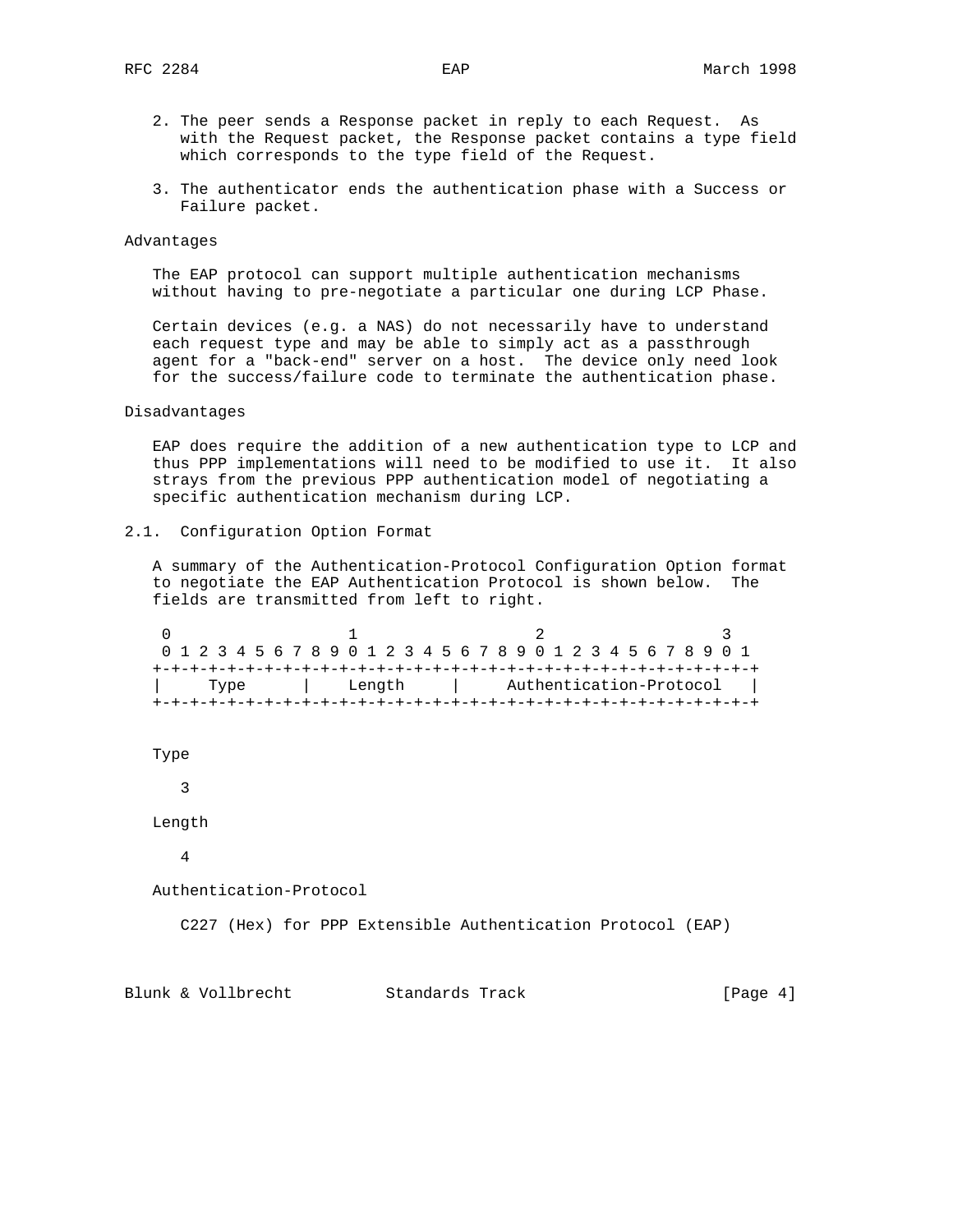2. The peer sends a Response packet in reply to each Request. As with the Request packet, the Response packet contains a type field which corresponds to the type field of the Request.

3. The authenticator ends the authentication phase with a Success or Failure packet.

Advantages

The EAP protocol can support multiple authentication mechanisms without having to pre-negotiate a particular one during LCP Phase.

Certain devices (e.g. a NAS) do not necessarily have to understand each request type and may be able to simply act as a passthrough agent for a "back-end" server on a host. The device only need look for the success/failure code to terminate the authentication phase.

Disadvantages

EAP does require the addition of a new authentication type to LCP and thus PPP implementations will need to be modified to use it. It also strays from the previous PPP authentication model of negotiating a specific authentication mechanism during LCP.

## 2.1. Configuration Option Format

A summary of the Authentication-Protocol Configuration Option format to negotiate the EAP Authentication Protocol is shown below. The fields are transmitted from left to right.

```
 0                   1                   2                   3
 0 1 2 3 4 5 6 7 8 9 0 1 2 3 4 5 6 7 8 9 0 1 2 3 4 5 6 7 8 9 0 1
+-+-+-+-+-+-+-+-+-+-+-+-+-+-+-+-+-+-+-+-+-+-+-+-+-+-+-+-+-+-+-+-+
|     Type      |    Length     |     Authentication-Protocol   |
+-+-+-+-+-+-+-+-+-+-+-+-+-+-+-+-+-+-+-+-+-+-+-+-+-+-+-+-+-+-+-+-+
```

Type

3

Length

4

Authentication-Protocol

C227 (Hex) for PPP Extensible Authentication Protocol (EAP)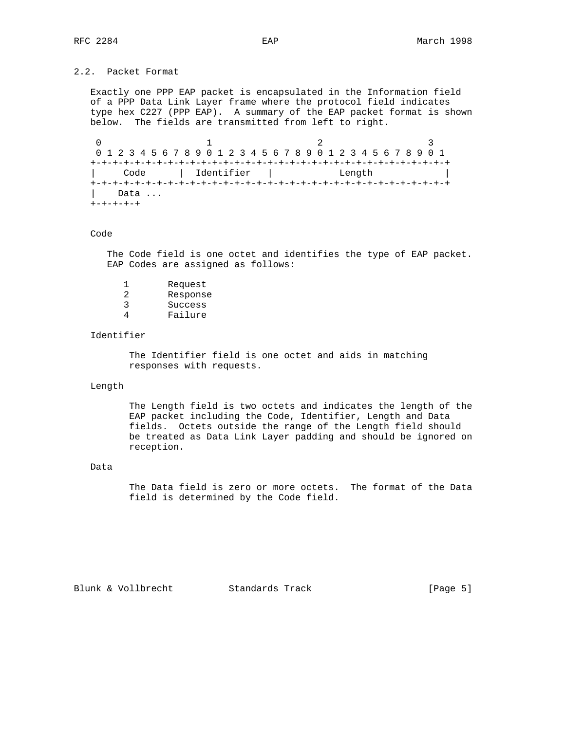## 2.2. Packet Format

Exactly one PPP EAP packet is encapsulated in the Information field of a PPP Data Link Layer frame where the protocol field indicates type hex C227 (PPP EAP). A summary of the EAP packet format is shown below. The fields are transmitted from left to right.

```
 0                   1                   2                   3
 0 1 2 3 4 5 6 7 8 9 0 1 2 3 4 5 6 7 8 9 0 1 2 3 4 5 6 7 8 9 0 1
+-+-+-+-+-+-+-+-+-+-+-+-+-+-+-+-+-+-+-+-+-+-+-+-+-+-+-+-+-+-+-+-+
|     Code      |  Identifier   |            Length             |
+-+-+-+-+-+-+-+-+-+-+-+-+-+-+-+-+-+-+-+-+-+-+-+-+-+-+-+-+-+-+-+-+
|    Data ...
+-+-+-+-+
```

Code

The Code field is one octet and identifies the type of EAP packet. EAP Codes are assigned as follows:

```
1       Request
2       Response
3       Success
4       Failure
```

Identifier

The Identifier field is one octet and aids in matching responses with requests.

Length

The Length field is two octets and indicates the length of the EAP packet including the Code, Identifier, Length and Data fields. Octets outside the range of the Length field should be treated as Data Link Layer padding and should be ignored on reception.

Data

The Data field is zero or more octets. The format of the Data field is determined by the Code field.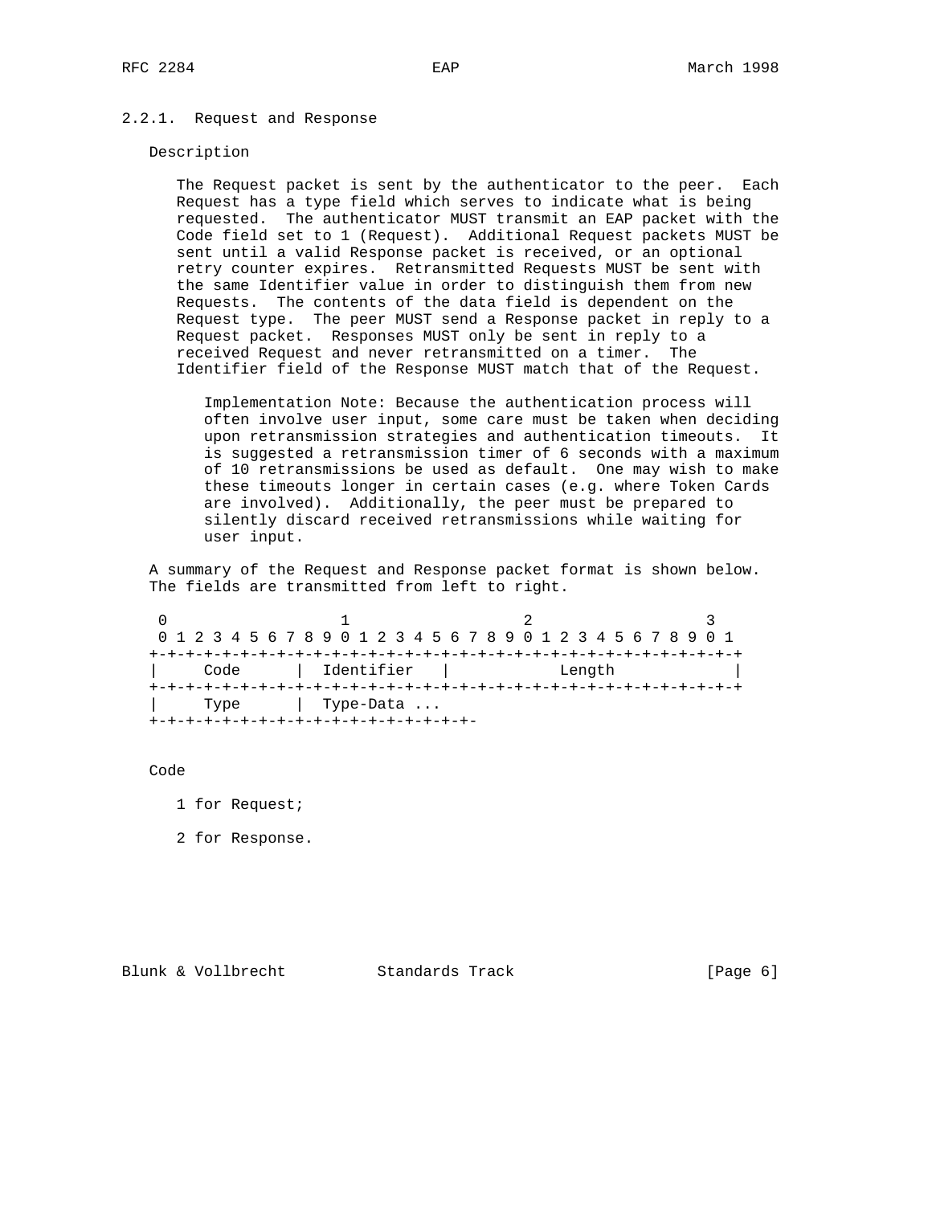### 2.2.1. Request and Response

Description

The Request packet is sent by the authenticator to the peer. Each Request has a type field which serves to indicate what is being requested. The authenticator MUST transmit an EAP packet with the Code field set to 1 (Request). Additional Request packets MUST be sent until a valid Response packet is received, or an optional retry counter expires. Retransmitted Requests MUST be sent with the same Identifier value in order to distinguish them from new Requests. The contents of the data field is dependent on the Request type. The peer MUST send a Response packet in reply to a Request packet. Responses MUST only be sent in reply to a received Request and never retransmitted on a timer. The Identifier field of the Response MUST match that of the Request.

> Implementation Note: Because the authentication process will often involve user input, some care must be taken when deciding upon retransmission strategies and authentication timeouts. It is suggested a retransmission timer of 6 seconds with a maximum of 10 retransmissions be used as default. One may wish to make these timeouts longer in certain cases (e.g. where Token Cards are involved). Additionally, the peer must be prepared to silently discard received retransmissions while waiting for user input.

A summary of the Request and Response packet format is shown below. The fields are transmitted from left to right.

```
 0                   1                   2                   3
 0 1 2 3 4 5 6 7 8 9 0 1 2 3 4 5 6 7 8 9 0 1 2 3 4 5 6 7 8 9 0 1
+-+-+-+-+-+-+-+-+-+-+-+-+-+-+-+-+-+-+-+-+-+-+-+-+-+-+-+-+-+-+-+-+
|     Code      |  Identifier   |            Length             |
+-+-+-+-+-+-+-+-+-+-+-+-+-+-+-+-+-+-+-+-+-+-+-+-+-+-+-+-+-+-+-+-+
|     Type      |  Type-Data ...
+-+-+-+-+-+-+-+-+-+-+-+-+-+-+-+-+-+-+-+-+-+-+-+-
```

Code

1 for Request;

2 for Response.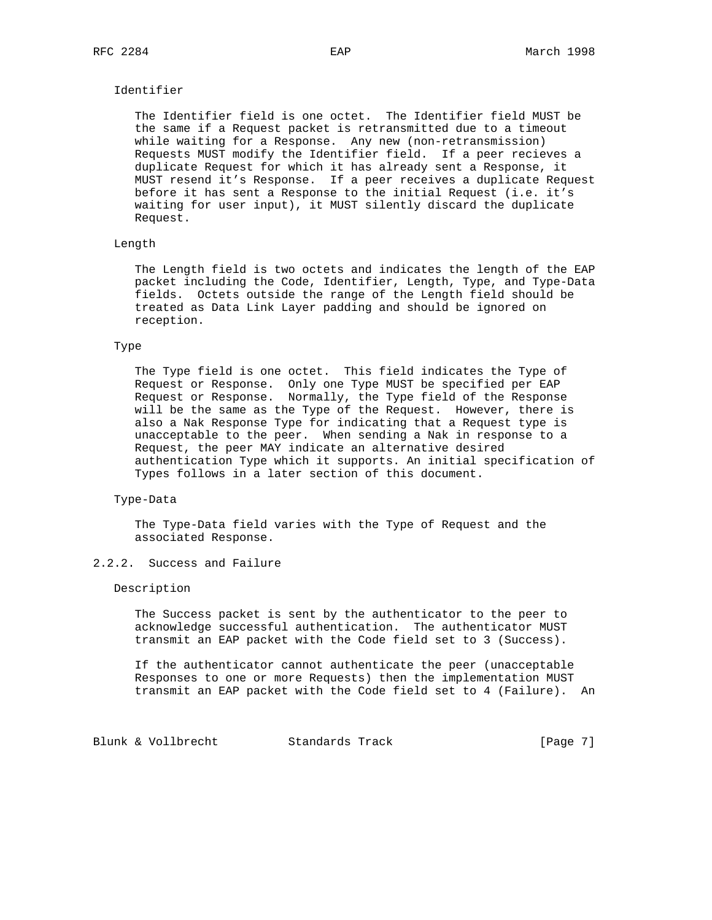Identifier

The Identifier field is one octet. The Identifier field MUST be the same if a Request packet is retransmitted due to a timeout while waiting for a Response. Any new (non-retransmission) Requests MUST modify the Identifier field. If a peer recieves a duplicate Request for which it has already sent a Response, it MUST resend it's Response. If a peer receives a duplicate Request before it has sent a Response to the initial Request (i.e. it's waiting for user input), it MUST silently discard the duplicate Request.

Length

The Length field is two octets and indicates the length of the EAP packet including the Code, Identifier, Length, Type, and Type-Data fields. Octets outside the range of the Length field should be treated as Data Link Layer padding and should be ignored on reception.

Type

The Type field is one octet. This field indicates the Type of Request or Response. Only one Type MUST be specified per EAP Request or Response. Normally, the Type field of the Response will be the same as the Type of the Request. However, there is also a Nak Response Type for indicating that a Request type is unacceptable to the peer. When sending a Nak in response to a Request, the peer MAY indicate an alternative desired authentication Type which it supports. An initial specification of Types follows in a later section of this document.

Type-Data

The Type-Data field varies with the Type of Request and the associated Response.

### 2.2.2. Success and Failure

Description

The Success packet is sent by the authenticator to the peer to acknowledge successful authentication. The authenticator MUST transmit an EAP packet with the Code field set to 3 (Success).

If the authenticator cannot authenticate the peer (unacceptable Responses to one or more Requests) then the implementation MUST transmit an EAP packet with the Code field set to 4 (Failure). An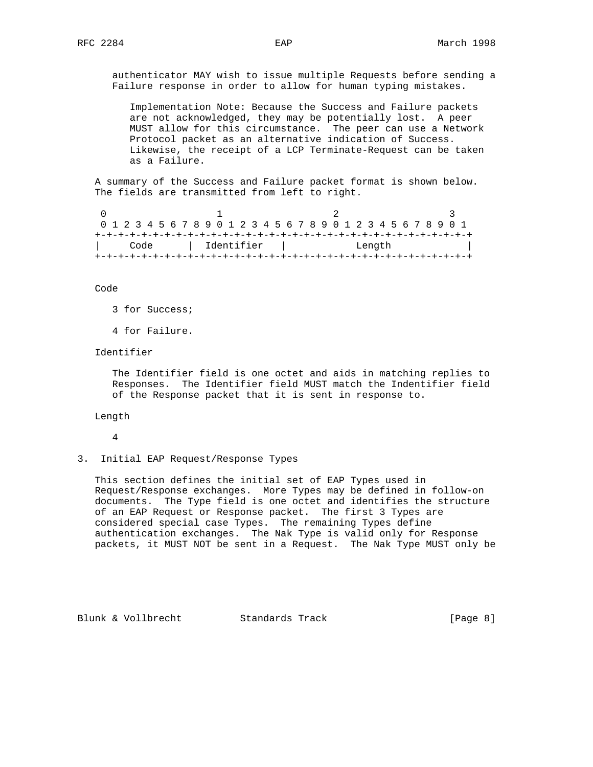authenticator MAY wish to issue multiple Requests before sending a Failure response in order to allow for human typing mistakes.

> Implementation Note: Because the Success and Failure packets are not acknowledged, they may be potentially lost. A peer MUST allow for this circumstance. The peer can use a Network Protocol packet as an alternative indication of Success. Likewise, the receipt of a LCP Terminate-Request can be taken as a Failure.

A summary of the Success and Failure packet format is shown below. The fields are transmitted from left to right.

```
 0                   1                   2                   3
 0 1 2 3 4 5 6 7 8 9 0 1 2 3 4 5 6 7 8 9 0 1 2 3 4 5 6 7 8 9 0 1
+-+-+-+-+-+-+-+-+-+-+-+-+-+-+-+-+-+-+-+-+-+-+-+-+-+-+-+-+-+-+-+-+
|     Code      |  Identifier   |            Length             |
+-+-+-+-+-+-+-+-+-+-+-+-+-+-+-+-+-+-+-+-+-+-+-+-+-+-+-+-+-+-+-+-+
```

Code

3 for Success;

4 for Failure.

Identifier

The Identifier field is one octet and aids in matching replies to Responses. The Identifier field MUST match the Indentifier field of the Response packet that it is sent in response to.

Length

4

## 3. Initial EAP Request/Response Types

This section defines the initial set of EAP Types used in Request/Response exchanges. More Types may be defined in follow-on documents. The Type field is one octet and identifies the structure of an EAP Request or Response packet. The first 3 Types are considered special case Types. The remaining Types define authentication exchanges. The Nak Type is valid only for Response packets, it MUST NOT be sent in a Request. The Nak Type MUST only be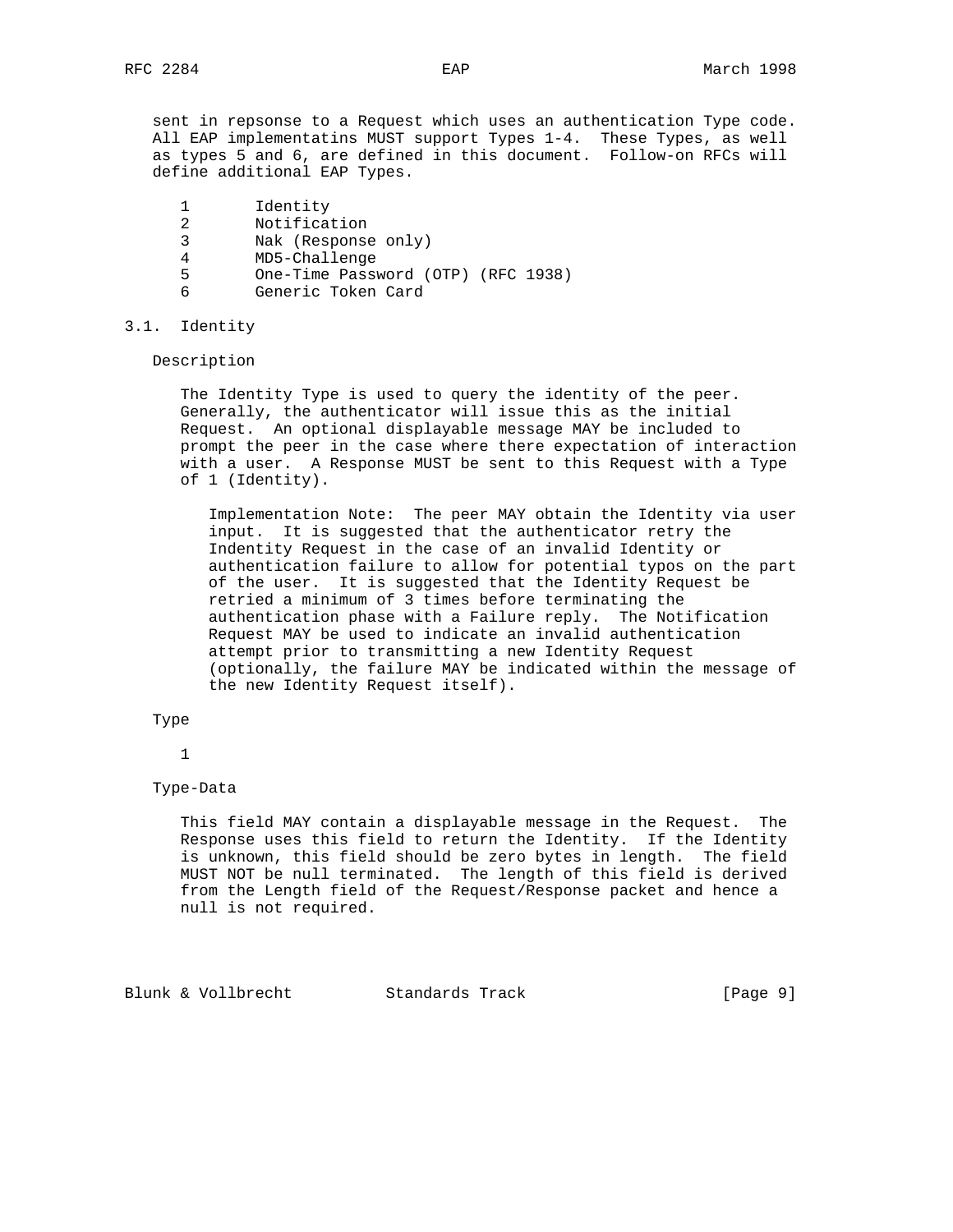sent in repsonse to a Request which uses an authentication Type code. All EAP implementatins MUST support Types 1-4. These Types, as well as types 5 and 6, are defined in this document. Follow-on RFCs will define additional EAP Types.

```
   1       Identity
   2       Notification
   3       Nak (Response only)
   4       MD5-Challenge
   5       One-Time Password (OTP) (RFC 1938)
   6       Generic Token Card
```

## 3.1. Identity

Description

The Identity Type is used to query the identity of the peer. Generally, the authenticator will issue this as the initial Request. An optional displayable message MAY be included to prompt the peer in the case where there expectation of interaction with a user. A Response MUST be sent to this Request with a Type of 1 (Identity).

Implementation Note: The peer MAY obtain the Identity via user input. It is suggested that the authenticator retry the Indentity Request in the case of an invalid Identity or authentication failure to allow for potential typos on the part of the user. It is suggested that the Identity Request be retried a minimum of 3 times before terminating the authentication phase with a Failure reply. The Notification Request MAY be used to indicate an invalid authentication attempt prior to transmitting a new Identity Request (optionally, the failure MAY be indicated within the message of the new Identity Request itself).

Type

1

Type-Data

This field MAY contain a displayable message in the Request. The Response uses this field to return the Identity. If the Identity is unknown, this field should be zero bytes in length. The field MUST NOT be null terminated. The length of this field is derived from the Length field of the Request/Response packet and hence a null is not required.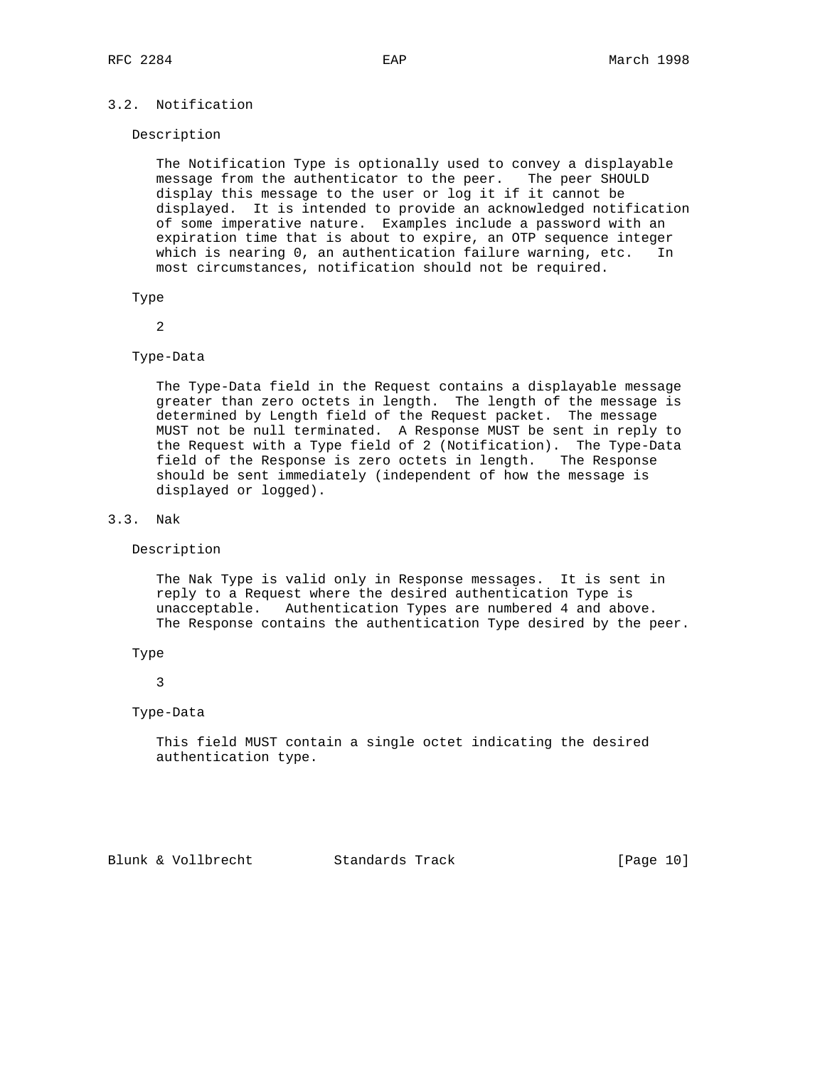### 3.2. Notification

Description

The Notification Type is optionally used to convey a displayable message from the authenticator to the peer. The peer SHOULD display this message to the user or log it if it cannot be displayed. It is intended to provide an acknowledged notification of some imperative nature. Examples include a password with an expiration time that is about to expire, an OTP sequence integer which is nearing 0, an authentication failure warning, etc. In most circumstances, notification should not be required.

Type

2

Type-Data

The Type-Data field in the Request contains a displayable message greater than zero octets in length. The length of the message is determined by Length field of the Request packet. The message MUST not be null terminated. A Response MUST be sent in reply to the Request with a Type field of 2 (Notification). The Type-Data field of the Response is zero octets in length. The Response should be sent immediately (independent of how the message is displayed or logged).

### 3.3. Nak

Description

The Nak Type is valid only in Response messages. It is sent in reply to a Request where the desired authentication Type is unacceptable. Authentication Types are numbered 4 and above. The Response contains the authentication Type desired by the peer.

Type

3

Type-Data

This field MUST contain a single octet indicating the desired authentication type.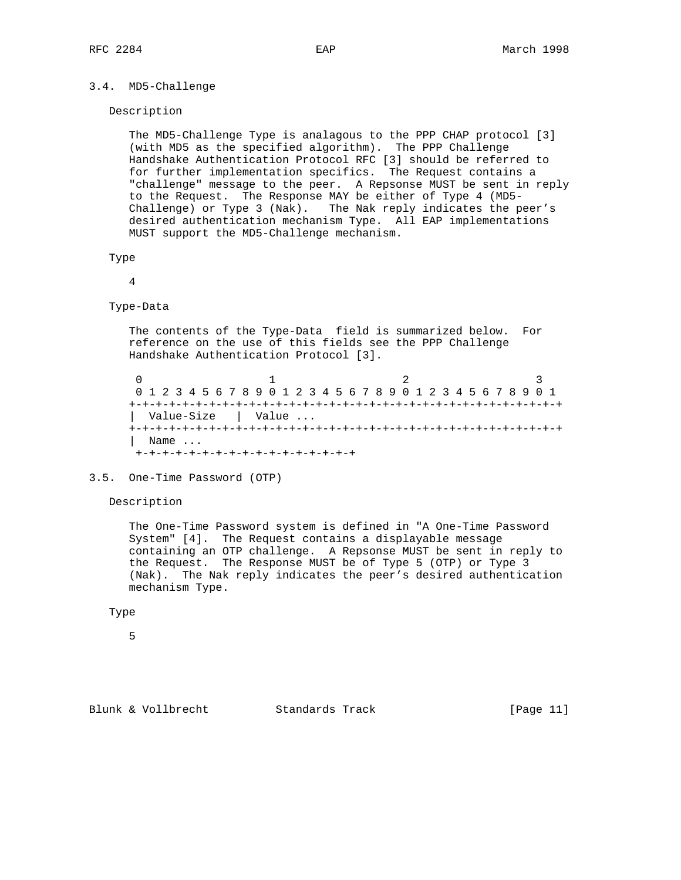### 3.4. MD5-Challenge

Description

The MD5-Challenge Type is analagous to the PPP CHAP protocol [3] (with MD5 as the specified algorithm). The PPP Challenge Handshake Authentication Protocol RFC [3] should be referred to for further implementation specifics. The Request contains a "challenge" message to the peer. A Repsonse MUST be sent in reply to the Request. The Response MAY be either of Type 4 (MD5-Challenge) or Type 3 (Nak). The Nak reply indicates the peer's desired authentication mechanism Type. All EAP implementations MUST support the MD5-Challenge mechanism.

Type

4

Type-Data

The contents of the Type-Data field is summarized below. For reference on the use of this fields see the PPP Challenge Handshake Authentication Protocol [3].

```
 0                   1                   2                   3
 0 1 2 3 4 5 6 7 8 9 0 1 2 3 4 5 6 7 8 9 0 1 2 3 4 5 6 7 8 9 0 1
+-+-+-+-+-+-+-+-+-+-+-+-+-+-+-+-+-+-+-+-+-+-+-+-+-+-+-+-+-+-+-+-+
|  Value-Size   |  Value ...
+-+-+-+-+-+-+-+-+-+-+-+-+-+-+-+-+-+-+-+-+-+-+-+-+-+-+-+-+-+-+-+-+
|  Name ...
 +-+-+-+-+-+-+-+-+-+-+-+-+-+-+-+-+-+
```

### 3.5. One-Time Password (OTP)

Description

The One-Time Password system is defined in "A One-Time Password System" [4]. The Request contains a displayable message containing an OTP challenge. A Repsonse MUST be sent in reply to the Request. The Response MUST be of Type 5 (OTP) or Type 3 (Nak). The Nak reply indicates the peer's desired authentication mechanism Type.

Type

5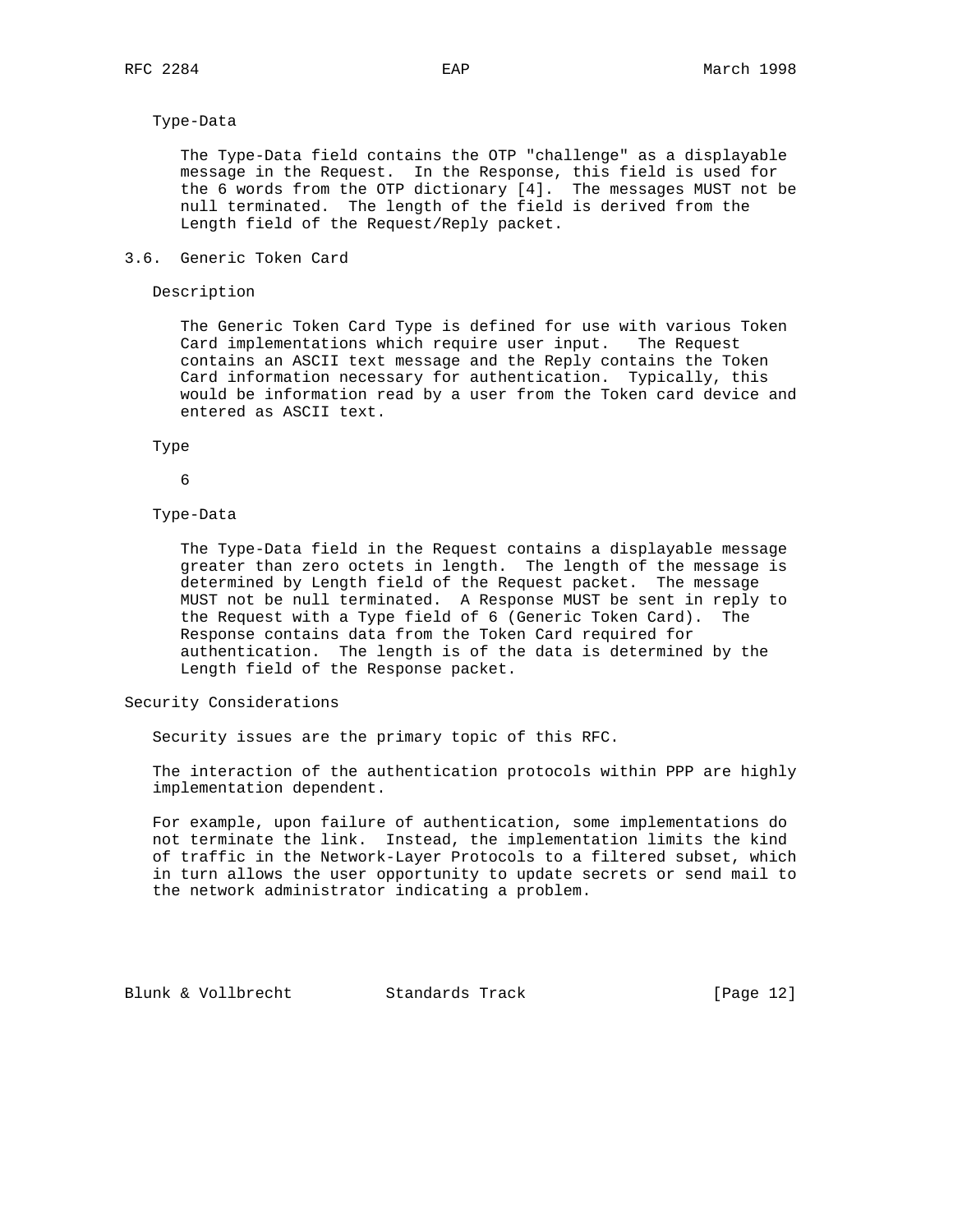Type-Data

The Type-Data field contains the OTP "challenge" as a displayable message in the Request. In the Response, this field is used for the 6 words from the OTP dictionary [4]. The messages MUST not be null terminated. The length of the field is derived from the Length field of the Request/Reply packet.

### 3.6. Generic Token Card

Description

The Generic Token Card Type is defined for use with various Token Card implementations which require user input. The Request contains an ASCII text message and the Reply contains the Token Card information necessary for authentication. Typically, this would be information read by a user from the Token card device and entered as ASCII text.

Type

6

Type-Data

The Type-Data field in the Request contains a displayable message greater than zero octets in length. The length of the message is determined by Length field of the Request packet. The message MUST not be null terminated. A Response MUST be sent in reply to the Request with a Type field of 6 (Generic Token Card). The Response contains data from the Token Card required for authentication. The length is of the data is determined by the Length field of the Response packet.

## Security Considerations

Security issues are the primary topic of this RFC.

The interaction of the authentication protocols within PPP are highly implementation dependent.

For example, upon failure of authentication, some implementations do not terminate the link. Instead, the implementation limits the kind of traffic in the Network-Layer Protocols to a filtered subset, which in turn allows the user opportunity to update secrets or send mail to the network administrator indicating a problem.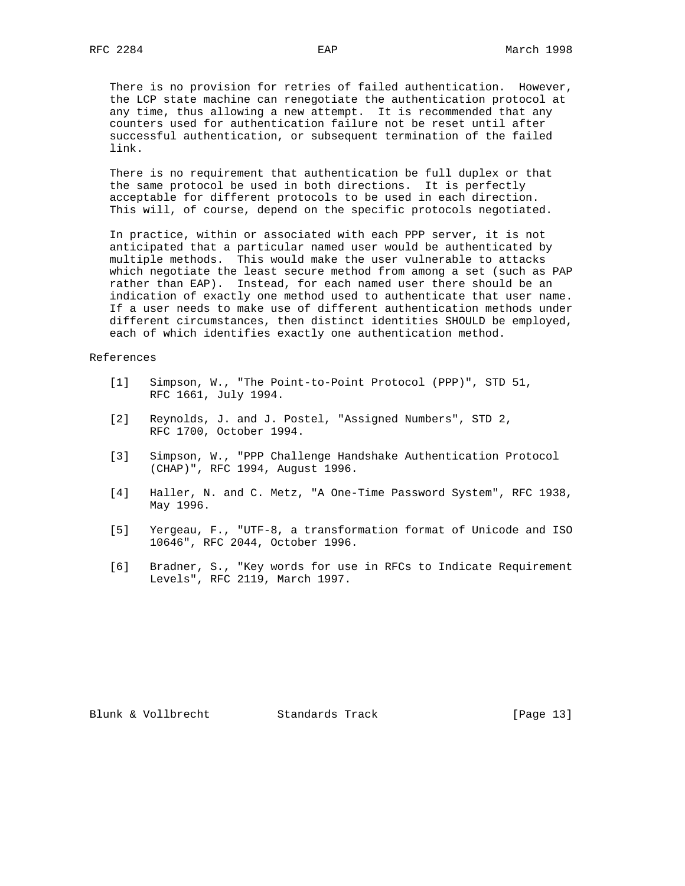There is no provision for retries of failed authentication. However, the LCP state machine can renegotiate the authentication protocol at any time, thus allowing a new attempt. It is recommended that any counters used for authentication failure not be reset until after successful authentication, or subsequent termination of the failed link.

There is no requirement that authentication be full duplex or that the same protocol be used in both directions. It is perfectly acceptable for different protocols to be used in each direction. This will, of course, depend on the specific protocols negotiated.

In practice, within or associated with each PPP server, it is not anticipated that a particular named user would be authenticated by multiple methods. This would make the user vulnerable to attacks which negotiate the least secure method from among a set (such as PAP rather than EAP). Instead, for each named user there should be an indication of exactly one method used to authenticate that user name. If a user needs to make use of different authentication methods under different circumstances, then distinct identities SHOULD be employed, each of which identifies exactly one authentication method.

## References

[1] Simpson, W., "The Point-to-Point Protocol (PPP)", STD 51, RFC 1661, July 1994.

[2] Reynolds, J. and J. Postel, "Assigned Numbers", STD 2, RFC 1700, October 1994.

[3] Simpson, W., "PPP Challenge Handshake Authentication Protocol (CHAP)", RFC 1994, August 1996.

[4] Haller, N. and C. Metz, "A One-Time Password System", RFC 1938, May 1996.

[5] Yergeau, F., "UTF-8, a transformation format of Unicode and ISO 10646", RFC 2044, October 1996.

[6] Bradner, S., "Key words for use in RFCs to Indicate Requirement Levels", RFC 2119, March 1997.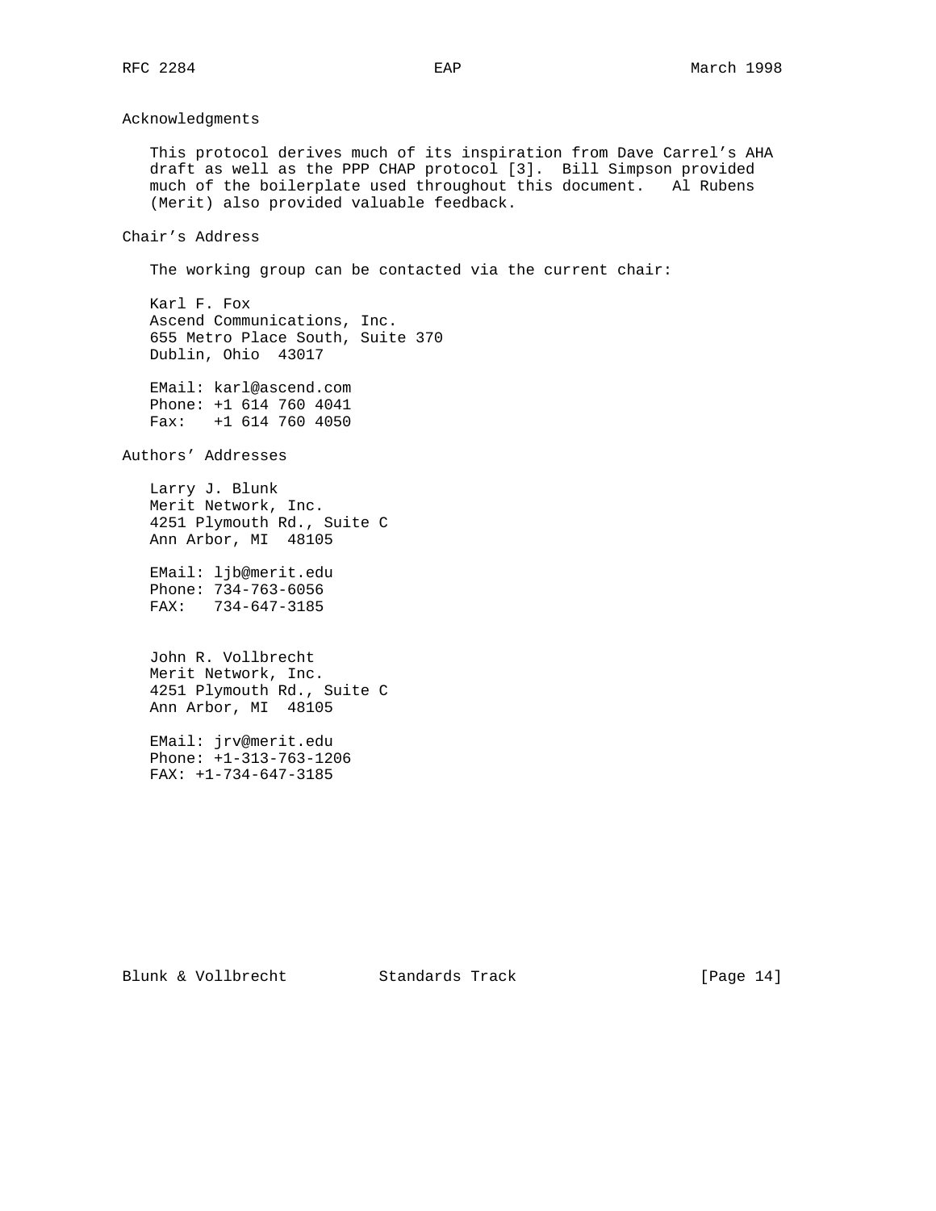## Acknowledgments

This protocol derives much of its inspiration from Dave Carrel's AHA draft as well as the PPP CHAP protocol [3]. Bill Simpson provided much of the boilerplate used throughout this document. Al Rubens (Merit) also provided valuable feedback.

## Chair's Address

The working group can be contacted via the current chair:

Karl F. Fox
Ascend Communications, Inc.
655 Metro Place South, Suite 370
Dublin, Ohio 43017

EMail: karl@ascend.com
Phone: +1 614 760 4041
Fax: +1 614 760 4050

## Authors' Addresses

Larry J. Blunk
Merit Network, Inc.
4251 Plymouth Rd., Suite C
Ann Arbor, MI 48105

EMail: ljb@merit.edu
Phone: 734-763-6056
FAX: 734-647-3185

John R. Vollbrecht
Merit Network, Inc.
4251 Plymouth Rd., Suite C
Ann Arbor, MI 48105

EMail: jrv@merit.edu
Phone: +1-313-763-1206
FAX: +1-734-647-3185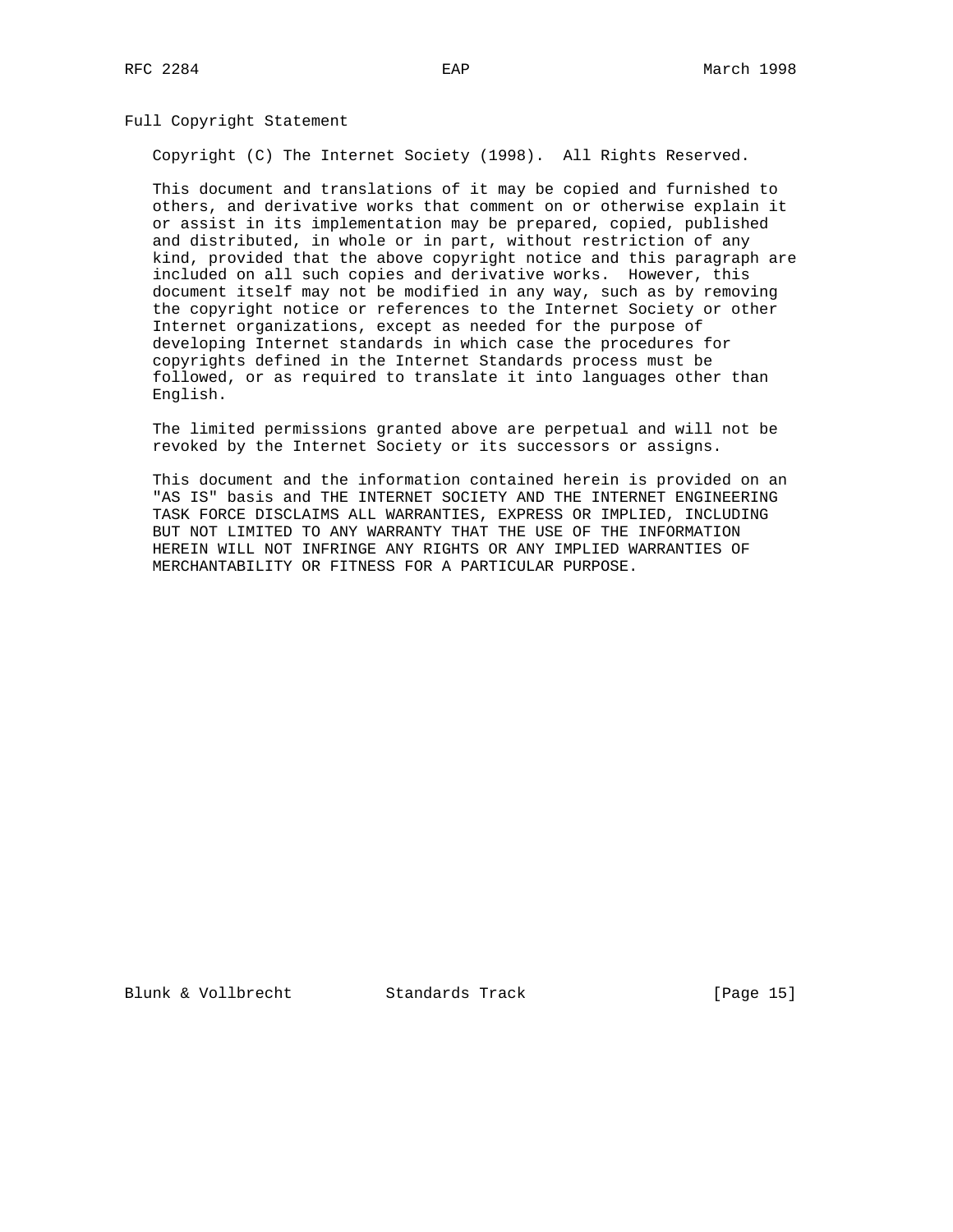## Full Copyright Statement

Copyright (C) The Internet Society (1998).  All Rights Reserved.

This document and translations of it may be copied and furnished to others, and derivative works that comment on or otherwise explain it or assist in its implementation may be prepared, copied, published and distributed, in whole or in part, without restriction of any kind, provided that the above copyright notice and this paragraph are included on all such copies and derivative works.  However, this document itself may not be modified in any way, such as by removing the copyright notice or references to the Internet Society or other Internet organizations, except as needed for the purpose of developing Internet standards in which case the procedures for copyrights defined in the Internet Standards process must be followed, or as required to translate it into languages other than English.

The limited permissions granted above are perpetual and will not be revoked by the Internet Society or its successors or assigns.

This document and the information contained herein is provided on an "AS IS" basis and THE INTERNET SOCIETY AND THE INTERNET ENGINEERING TASK FORCE DISCLAIMS ALL WARRANTIES, EXPRESS OR IMPLIED, INCLUDING BUT NOT LIMITED TO ANY WARRANTY THAT THE USE OF THE INFORMATION HEREIN WILL NOT INFRINGE ANY RIGHTS OR ANY IMPLIED WARRANTIES OF MERCHANTABILITY OR FITNESS FOR A PARTICULAR PURPOSE.